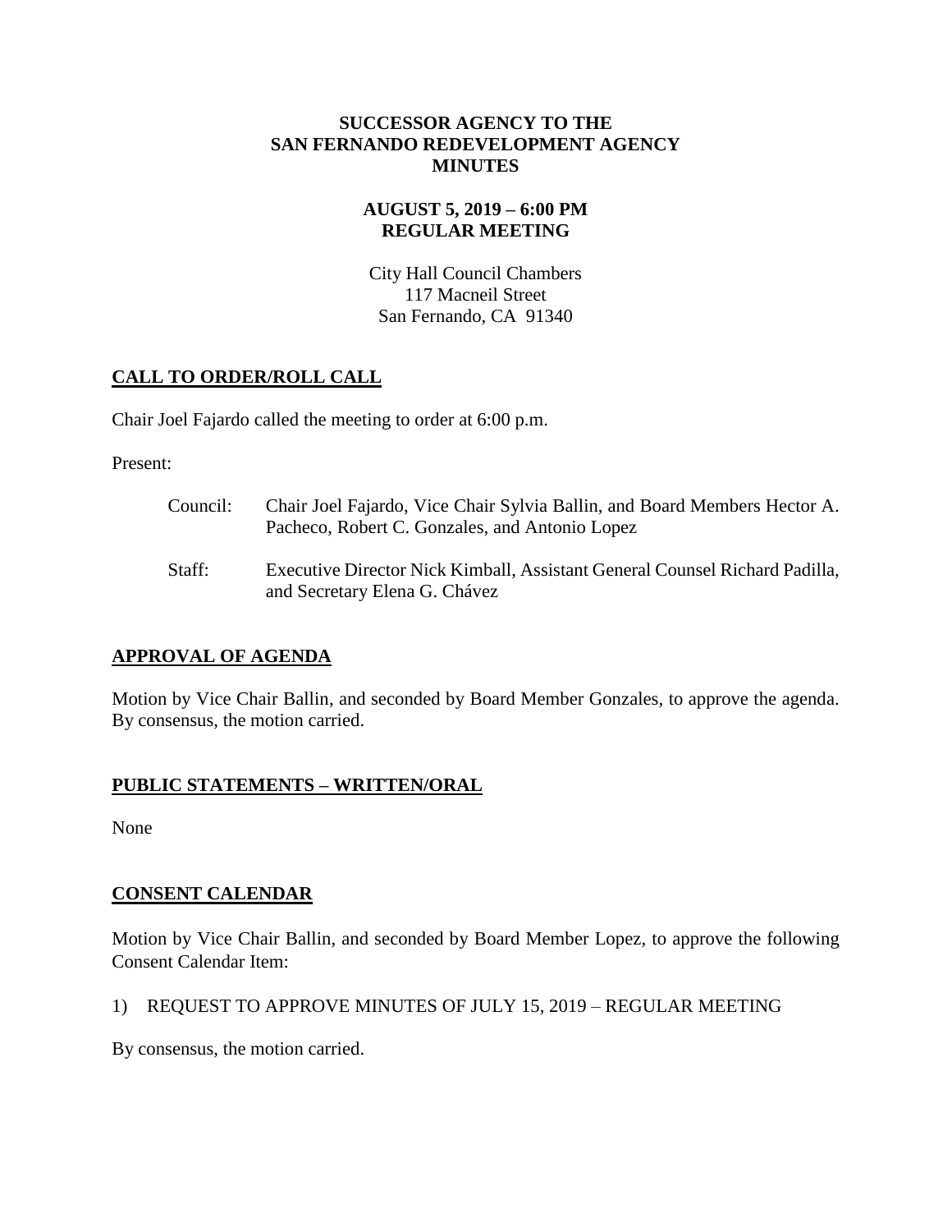# SUCCESSOR AGENCY TO THE SAN FERNANDO REDEVELOPMENT AGENCY MINUTES

## AUGUST 5, 2019 – 6:00 PM REGULAR MEETING

City Hall Council Chambers
117 Macneil Street
San Fernando, CA 91340

## CALL TO ORDER/ROLL CALL

Chair Joel Fajardo called the meeting to order at 6:00 p.m.

Present:

Council: Chair Joel Fajardo, Vice Chair Sylvia Ballin, and Board Members Hector A. Pacheco, Robert C. Gonzales, and Antonio Lopez

Staff: Executive Director Nick Kimball, Assistant General Counsel Richard Padilla, and Secretary Elena G. Chávez

## APPROVAL OF AGENDA

Motion by Vice Chair Ballin, and seconded by Board Member Gonzales, to approve the agenda. By consensus, the motion carried.

## PUBLIC STATEMENTS – WRITTEN/ORAL

None

## CONSENT CALENDAR

Motion by Vice Chair Ballin, and seconded by Board Member Lopez, to approve the following Consent Calendar Item:

1) REQUEST TO APPROVE MINUTES OF JULY 15, 2019 – REGULAR MEETING

By consensus, the motion carried.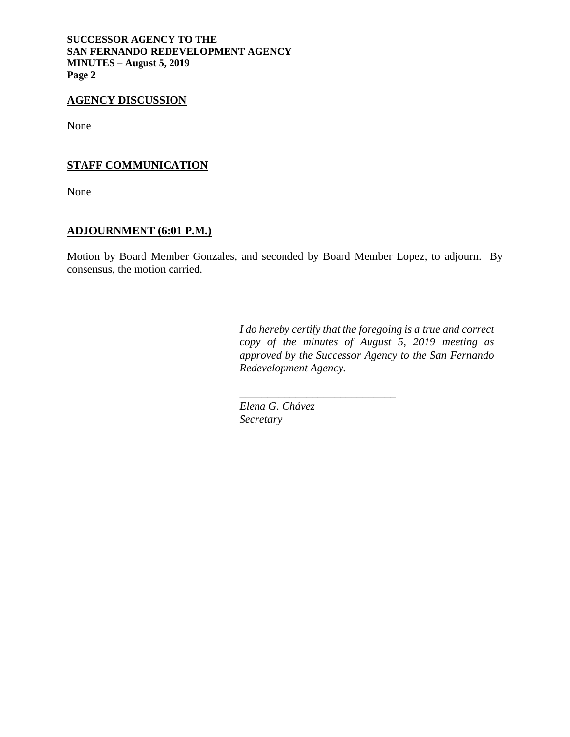## AGENCY DISCUSSION

None

## STAFF COMMUNICATION

None

## ADJOURNMENT (6:01 P.M.)

Motion by Board Member Gonzales, and seconded by Board Member Lopez, to adjourn. By consensus, the motion carried.

*I do hereby certify that the foregoing is a true and correct copy of the minutes of August 5, 2019 meeting as approved by the Successor Agency to the San Fernando Redevelopment Agency.*

\_\_\_\_\_\_\_\_\_\_\_\_\_\_\_\_\_\_\_\_\_\_\_\_\_\_\_\_

*Elena G. Chávez*
*Secretary*